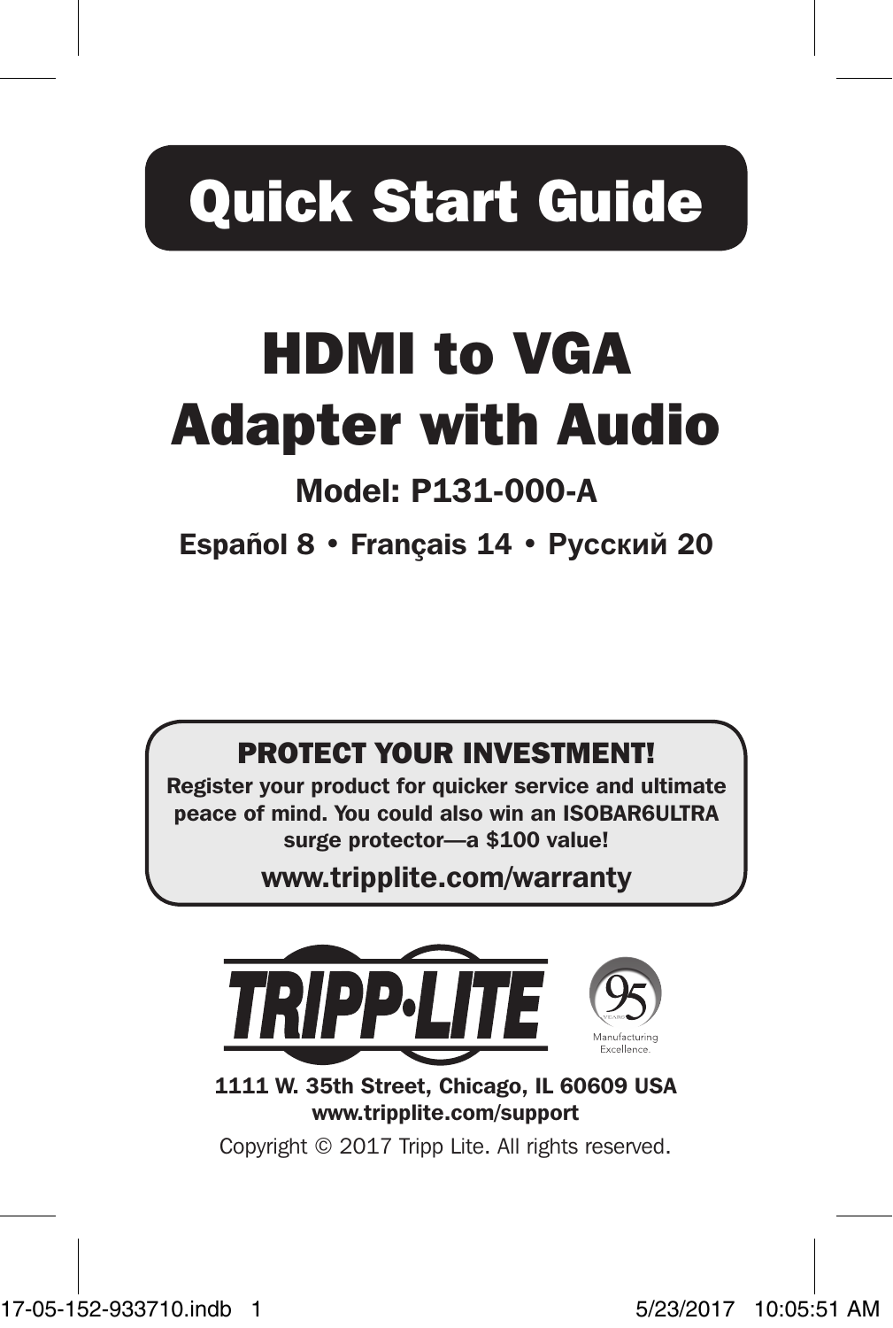# Quick Start Guide

# HDMI to VGA Adapter with Audio

**Model: P131-000-A**

**Español 8 • Français 14 • Русский 20**

**PROTECT YOUR INVESTMENT!**

**Register your product for quicker service and ultimate peace of mind. You could also win an ISOBAR6ULTRA surge protector—a $100 value!**

**www.tripplite.com/warranty**

TRIPP·LITE

95 YEARS Manufacturing Excellence.

**1111 W. 35th Street, Chicago, IL 60609 USA**
**www.tripplite.com/support**

Copyright © 2017 Tripp Lite. All rights reserved.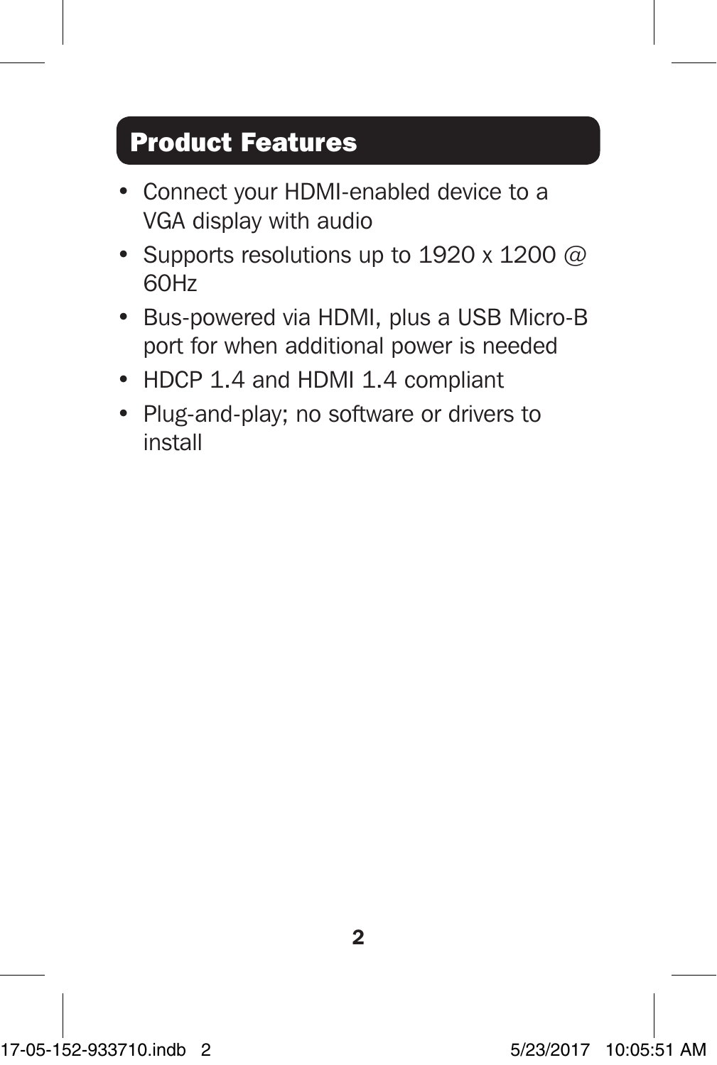## Product Features

- Connect your HDMI-enabled device to a VGA display with audio
- Supports resolutions up to 1920 x 1200 @ 60Hz
- Bus-powered via HDMI, plus a USB Micro-B port for when additional power is needed
- HDCP 1.4 and HDMI 1.4 compliant
- Plug-and-play; no software or drivers to install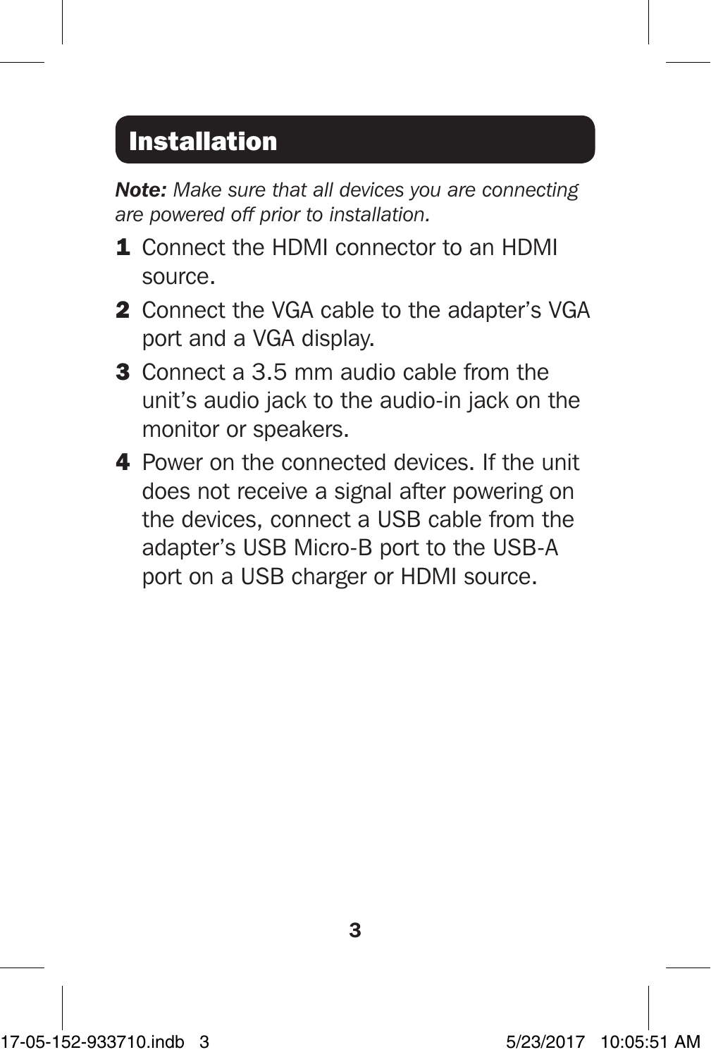## Installation

***Note:*** *Make sure that all devices you are connecting are powered off prior to installation.*

1. Connect the HDMI connector to an HDMI source.
2. Connect the VGA cable to the adapter's VGA port and a VGA display.
3. Connect a 3.5 mm audio cable from the unit's audio jack to the audio-in jack on the monitor or speakers.
4. Power on the connected devices. If the unit does not receive a signal after powering on the devices, connect a USB cable from the adapter's USB Micro-B port to the USB-A port on a USB charger or HDMI source.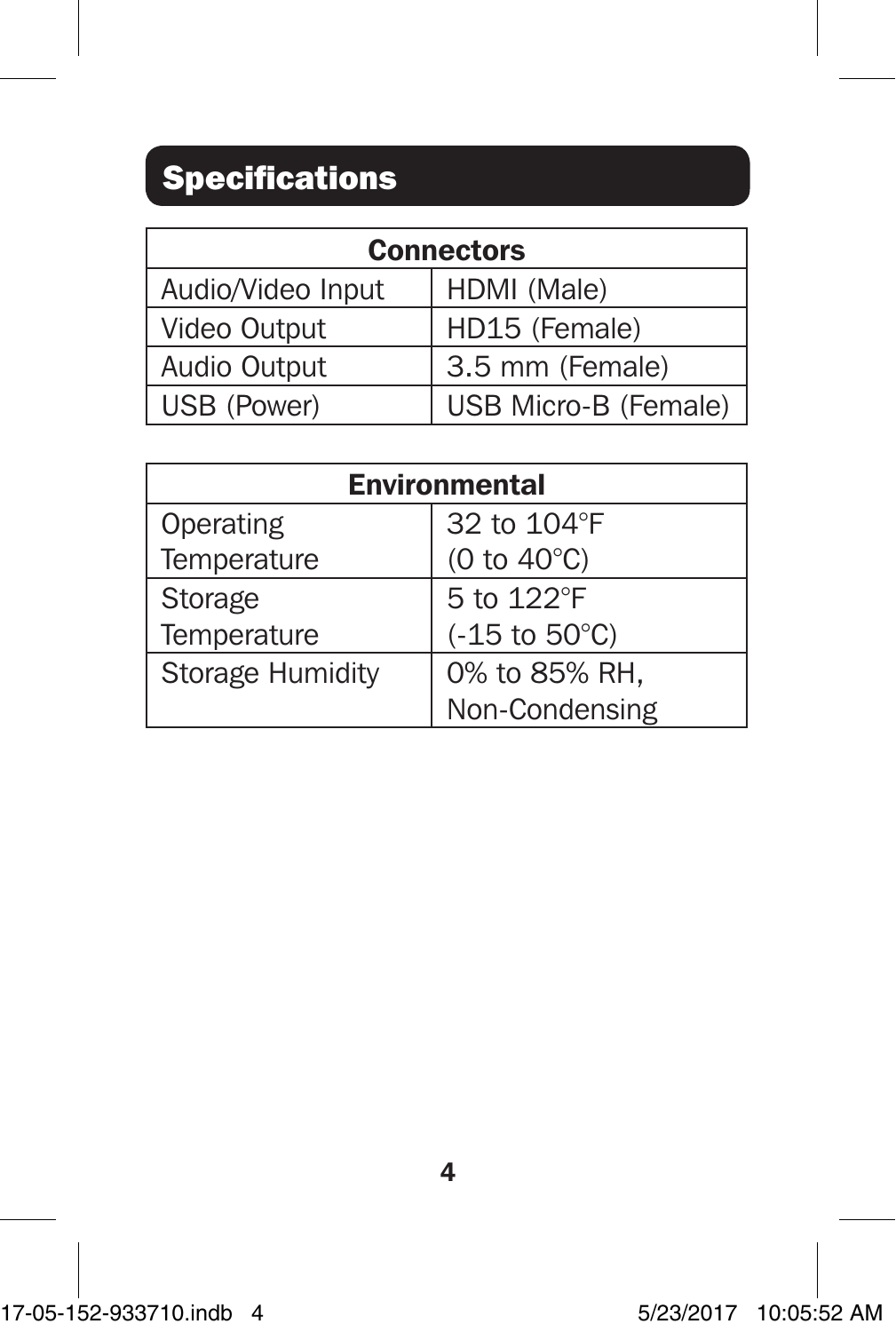## Specifications

| Connectors | |
|---|---|
| Audio/Video Input | HDMI (Male) |
| Video Output | HD15 (Female) |
| Audio Output | 3.5 mm (Female) |
| USB (Power) | USB Micro-B (Female) |

| Environmental | |
|---|---|
| Operating Temperature | 32 to 104°F (0 to 40°C) |
| Storage Temperature | 5 to 122°F (-15 to 50°C) |
| Storage Humidity | 0% to 85% RH, Non-Condensing |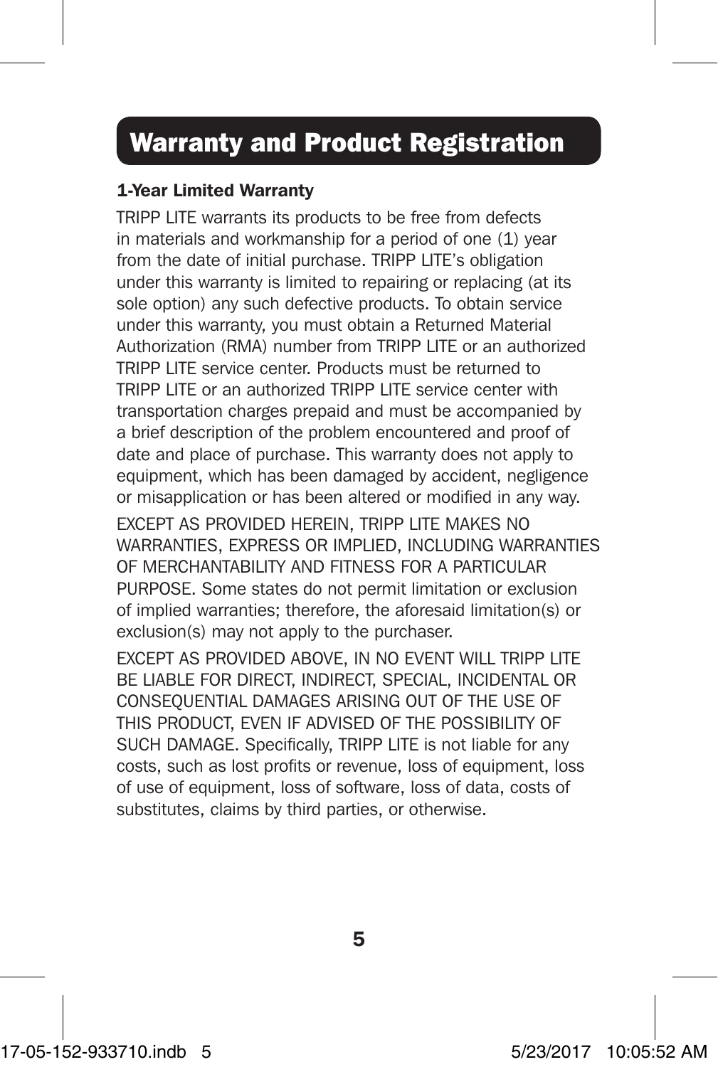## Warranty and Product Registration

### 1-Year Limited Warranty

TRIPP LITE warrants its products to be free from defects in materials and workmanship for a period of one (1) year from the date of initial purchase. TRIPP LITE's obligation under this warranty is limited to repairing or replacing (at its sole option) any such defective products. To obtain service under this warranty, you must obtain a Returned Material Authorization (RMA) number from TRIPP LITE or an authorized TRIPP LITE service center. Products must be returned to TRIPP LITE or an authorized TRIPP LITE service center with transportation charges prepaid and must be accompanied by a brief description of the problem encountered and proof of date and place of purchase. This warranty does not apply to equipment, which has been damaged by accident, negligence or misapplication or has been altered or modified in any way.

EXCEPT AS PROVIDED HEREIN, TRIPP LITE MAKES NO WARRANTIES, EXPRESS OR IMPLIED, INCLUDING WARRANTIES OF MERCHANTABILITY AND FITNESS FOR A PARTICULAR PURPOSE. Some states do not permit limitation or exclusion of implied warranties; therefore, the aforesaid limitation(s) or exclusion(s) may not apply to the purchaser.

EXCEPT AS PROVIDED ABOVE, IN NO EVENT WILL TRIPP LITE BE LIABLE FOR DIRECT, INDIRECT, SPECIAL, INCIDENTAL OR CONSEQUENTIAL DAMAGES ARISING OUT OF THE USE OF THIS PRODUCT, EVEN IF ADVISED OF THE POSSIBILITY OF SUCH DAMAGE. Specifically, TRIPP LITE is not liable for any costs, such as lost profits or revenue, loss of equipment, loss of use of equipment, loss of software, loss of data, costs of substitutes, claims by third parties, or otherwise.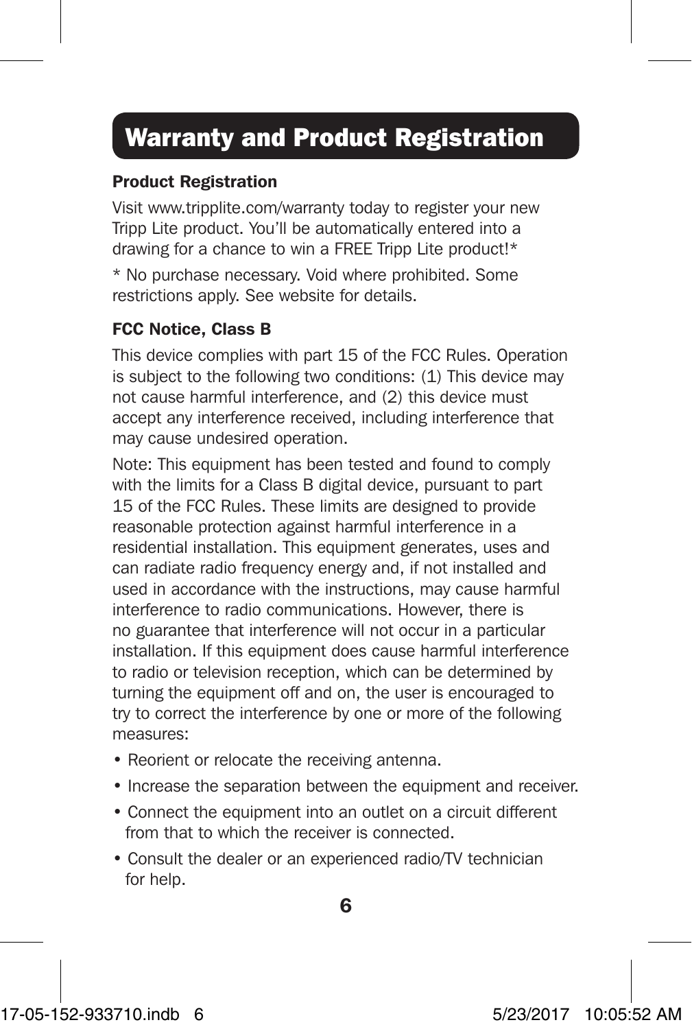# Warranty and Product Registration

### Product Registration

Visit www.tripplite.com/warranty today to register your new Tripp Lite product. You'll be automatically entered into a drawing for a chance to win a FREE Tripp Lite product!*

* No purchase necessary. Void where prohibited. Some restrictions apply. See website for details.

### FCC Notice, Class B

This device complies with part 15 of the FCC Rules. Operation is subject to the following two conditions: (1) This device may not cause harmful interference, and (2) this device must accept any interference received, including interference that may cause undesired operation.

Note: This equipment has been tested and found to comply with the limits for a Class B digital device, pursuant to part 15 of the FCC Rules. These limits are designed to provide reasonable protection against harmful interference in a residential installation. This equipment generates, uses and can radiate radio frequency energy and, if not installed and used in accordance with the instructions, may cause harmful interference to radio communications. However, there is no guarantee that interference will not occur in a particular installation. If this equipment does cause harmful interference to radio or television reception, which can be determined by turning the equipment off and on, the user is encouraged to try to correct the interference by one or more of the following measures:

- Reorient or relocate the receiving antenna.
- Increase the separation between the equipment and receiver.
- Connect the equipment into an outlet on a circuit different from that to which the receiver is connected.
- Consult the dealer or an experienced radio/TV technician for help.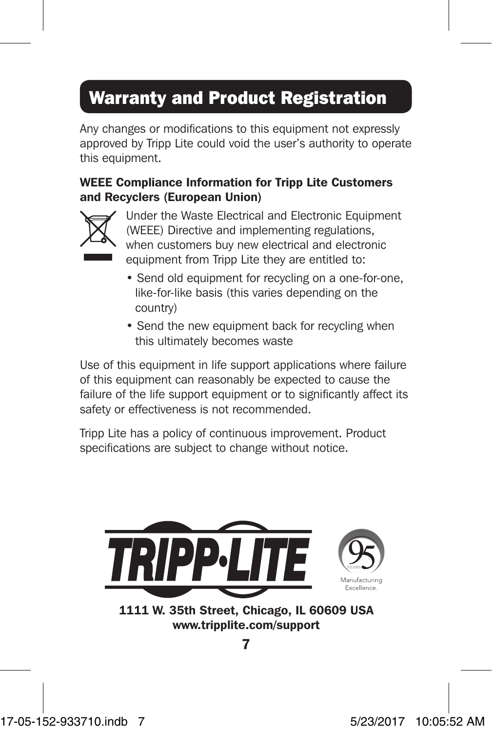## Warranty and Product Registration

Any changes or modifications to this equipment not expressly approved by Tripp Lite could void the user's authority to operate this equipment.

**WEEE Compliance Information for Tripp Lite Customers and Recyclers (European Union)**

Under the Waste Electrical and Electronic Equipment (WEEE) Directive and implementing regulations, when customers buy new electrical and electronic equipment from Tripp Lite they are entitled to:

- Send old equipment for recycling on a one-for-one, like-for-like basis (this varies depending on the country)
- Send the new equipment back for recycling when this ultimately becomes waste

Use of this equipment in life support applications where failure of this equipment can reasonably be expected to cause the failure of the life support equipment or to significantly affect its safety or effectiveness is not recommended.

Tripp Lite has a policy of continuous improvement. Product specifications are subject to change without notice.

**1111 W. 35th Street, Chicago, IL 60609 USA**
**www.tripplite.com/support**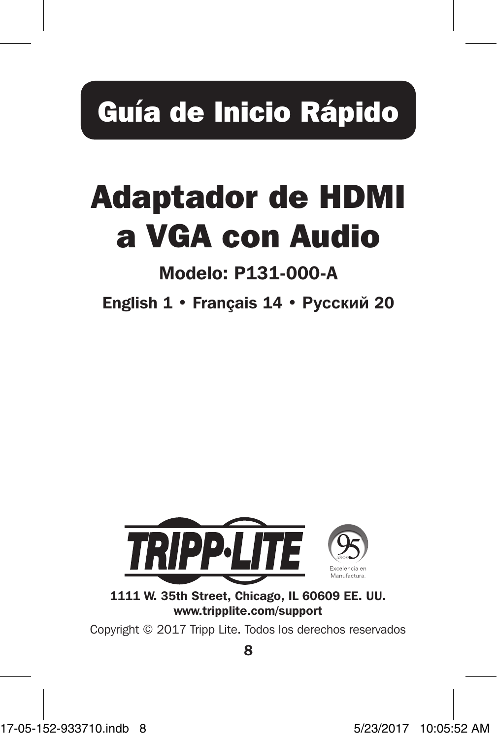# Guía de Inicio Rápido

# Adaptador de HDMI a VGA con Audio

**Modelo: P131-000-A**

**English 1 • Français 14 • Русский 20**

TRIPP·LITE

95 AÑOS Excelencia en Manufactura.

**1111 W. 35th Street, Chicago, IL 60609 EE. UU.**
**www.tripplite.com/support**

Copyright © 2017 Tripp Lite. Todos los derechos reservados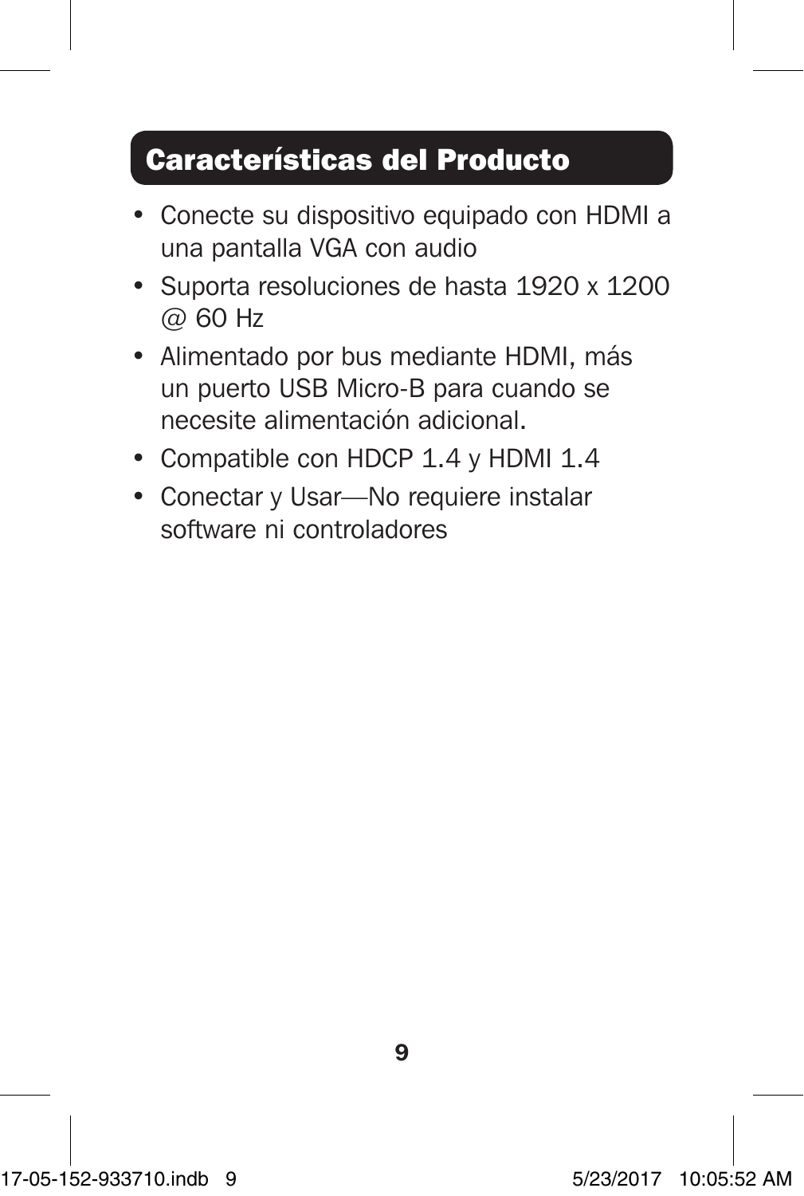## Características del Producto

- Conecte su dispositivo equipado con HDMI a una pantalla VGA con audio
- Suporta resoluciones de hasta 1920 x 1200 @ 60 Hz
- Alimentado por bus mediante HDMI, más un puerto USB Micro-B para cuando se necesite alimentación adicional.
- Compatible con HDCP 1.4 y HDMI 1.4
- Conectar y Usar—No requiere instalar software ni controladores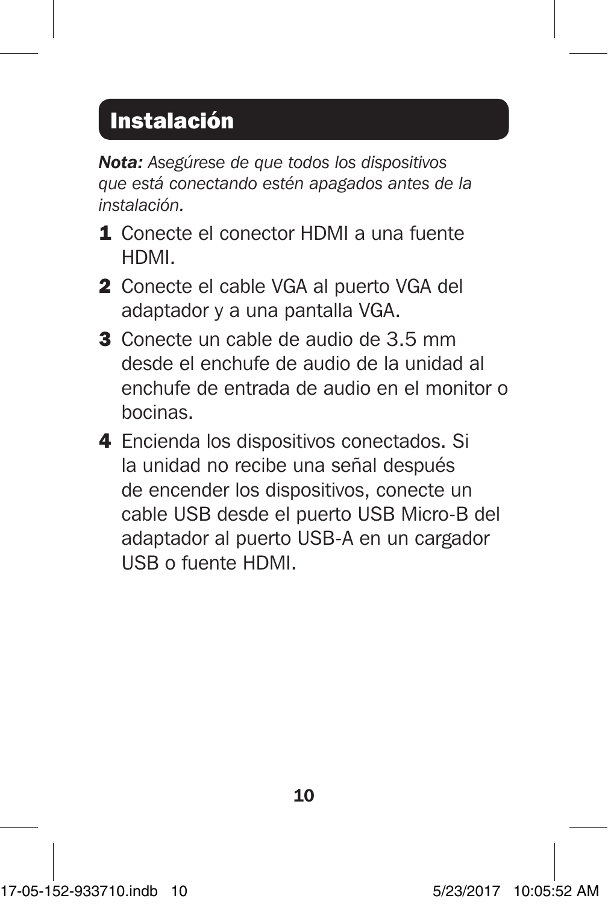## Instalación

***Nota:*** *Asegúrese de que todos los dispositivos que está conectando estén apagados antes de la instalación.*

1. Conecte el conector HDMI a una fuente HDMI.
2. Conecte el cable VGA al puerto VGA del adaptador y a una pantalla VGA.
3. Conecte un cable de audio de 3.5 mm desde el enchufe de audio de la unidad al enchufe de entrada de audio en el monitor o bocinas.
4. Encienda los dispositivos conectados. Si la unidad no recibe una señal después de encender los dispositivos, conecte un cable USB desde el puerto USB Micro-B del adaptador al puerto USB-A en un cargador USB o fuente HDMI.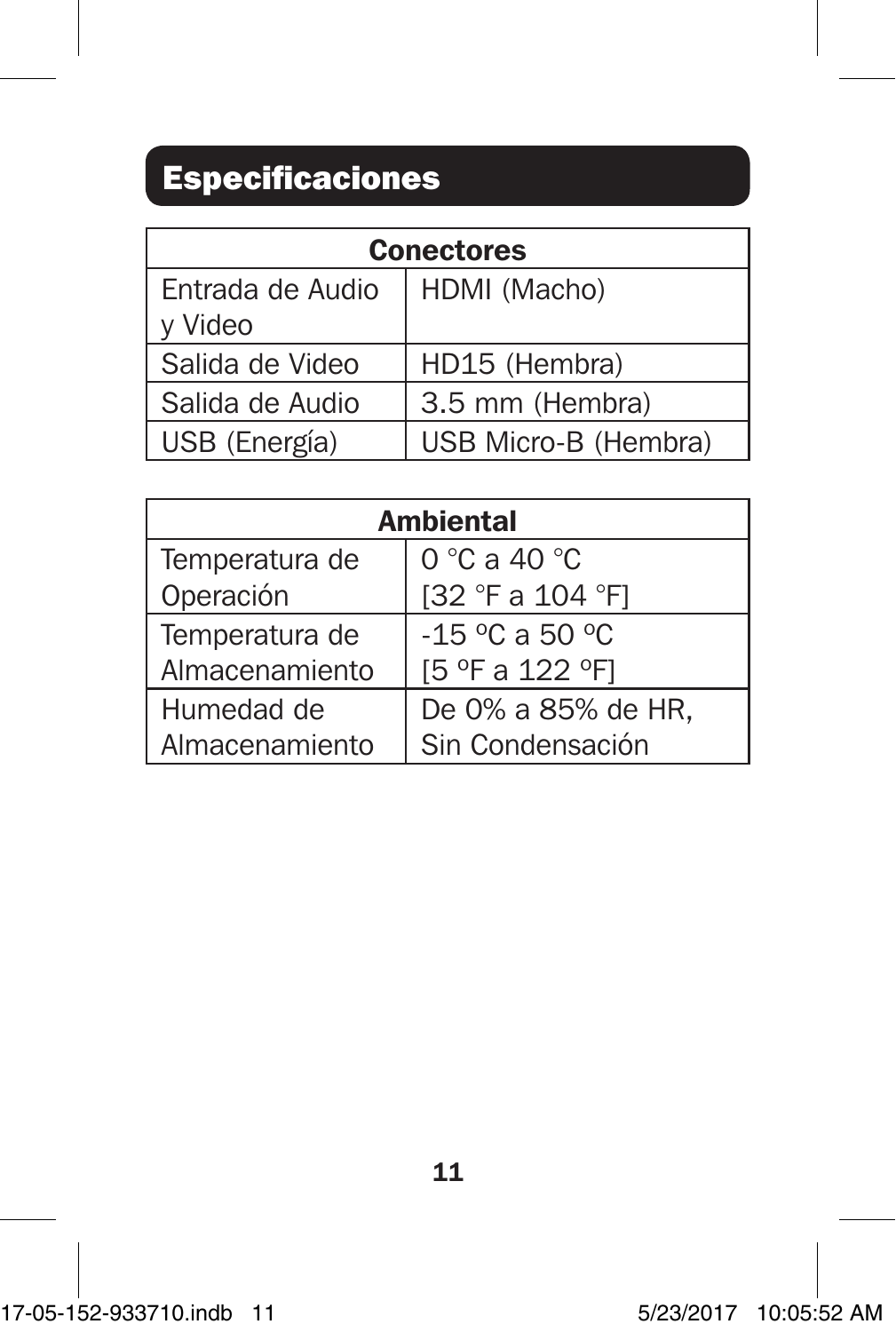## Especificaciones

| Conectores | |
|---|---|
| Entrada de Audio y Video | HDMI (Macho) |
| Salida de Video | HD15 (Hembra) |
| Salida de Audio | 3.5 mm (Hembra) |
| USB (Energía) | USB Micro-B (Hembra) |

| Ambiental | |
|---|---|
| Temperatura de Operación | 0 °C a 40 °C [32 °F a 104 °F] |
| Temperatura de Almacenamiento | -15 ºC a 50 ºC [5 ºF a 122 ºF] |
| Humedad de Almacenamiento | De 0% a 85% de HR, Sin Condensación |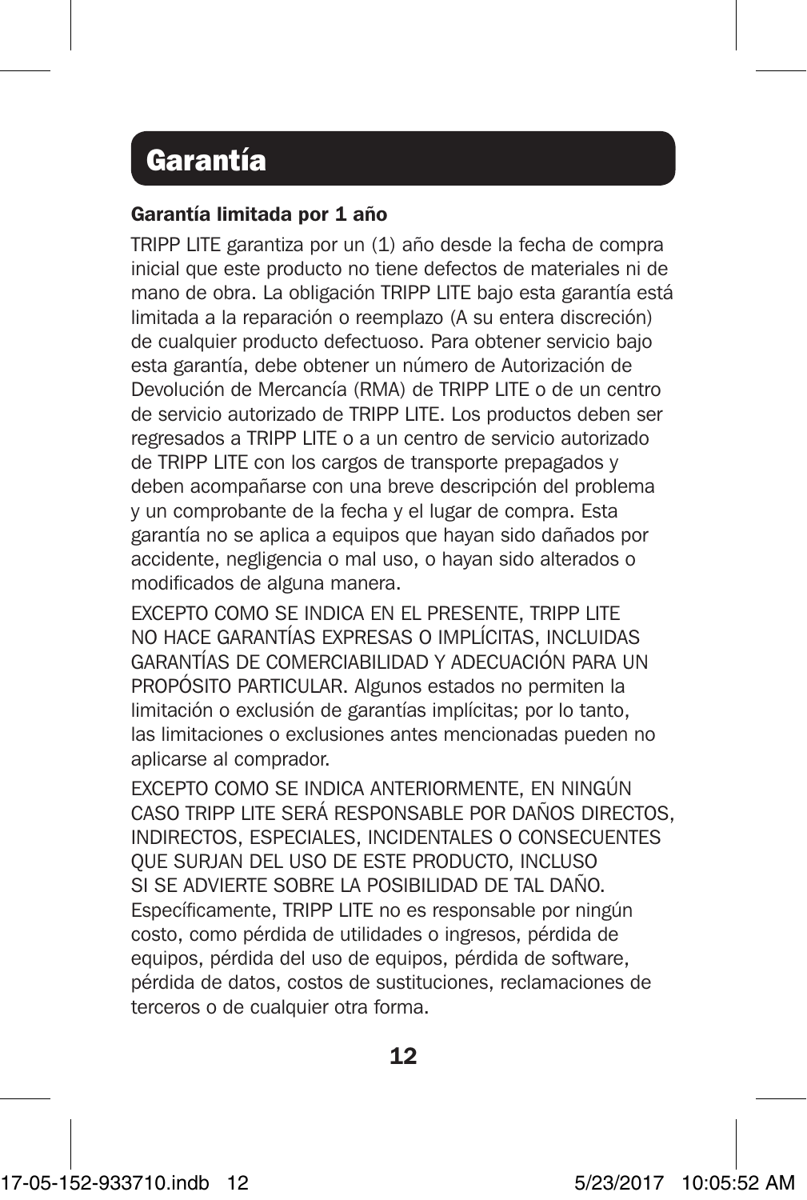# Garantía

**Garantía limitada por 1 año**

TRIPP LITE garantiza por un (1) año desde la fecha de compra inicial que este producto no tiene defectos de materiales ni de mano de obra. La obligación TRIPP LITE bajo esta garantía está limitada a la reparación o reemplazo (A su entera discreción) de cualquier producto defectuoso. Para obtener servicio bajo esta garantía, debe obtener un número de Autorización de Devolución de Mercancía (RMA) de TRIPP LITE o de un centro de servicio autorizado de TRIPP LITE. Los productos deben ser regresados a TRIPP LITE o a un centro de servicio autorizado de TRIPP LITE con los cargos de transporte prepagados y deben acompañarse con una breve descripción del problema y un comprobante de la fecha y el lugar de compra. Esta garantía no se aplica a equipos que hayan sido dañados por accidente, negligencia o mal uso, o hayan sido alterados o modificados de alguna manera.

EXCEPTO COMO SE INDICA EN EL PRESENTE, TRIPP LITE NO HACE GARANTÍAS EXPRESAS O IMPLÍCITAS, INCLUIDAS GARANTÍAS DE COMERCIABILIDAD Y ADECUACIÓN PARA UN PROPÓSITO PARTICULAR. Algunos estados no permiten la limitación o exclusión de garantías implícitas; por lo tanto, las limitaciones o exclusiones antes mencionadas pueden no aplicarse al comprador.

EXCEPTO COMO SE INDICA ANTERIORMENTE, EN NINGÚN CASO TRIPP LITE SERÁ RESPONSABLE POR DAÑOS DIRECTOS, INDIRECTOS, ESPECIALES, INCIDENTALES O CONSECUENTES QUE SURJAN DEL USO DE ESTE PRODUCTO, INCLUSO SI SE ADVIERTE SOBRE LA POSIBILIDAD DE TAL DAÑO. Específicamente, TRIPP LITE no es responsable por ningún costo, como pérdida de utilidades o ingresos, pérdida de equipos, pérdida del uso de equipos, pérdida de software, pérdida de datos, costos de sustituciones, reclamaciones de terceros o de cualquier otra forma.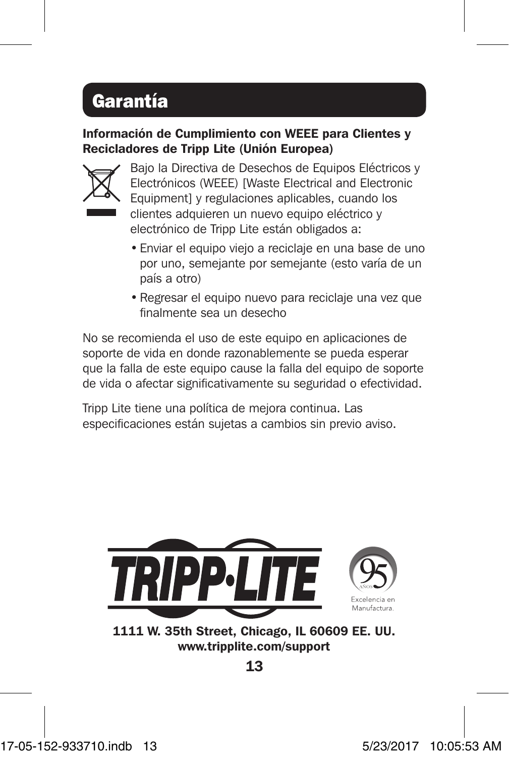# Garantía

**Información de Cumplimiento con WEEE para Clientes y Recicladores de Tripp Lite (Unión Europea)**

Bajo la Directiva de Desechos de Equipos Eléctricos y Electrónicos (WEEE) [Waste Electrical and Electronic Equipment] y regulaciones aplicables, cuando los clientes adquieren un nuevo equipo eléctrico y electrónico de Tripp Lite están obligados a:

- Enviar el equipo viejo a reciclaje en una base de uno por uno, semejante por semejante (esto varía de un país a otro)
- Regresar el equipo nuevo para reciclaje una vez que finalmente sea un desecho

No se recomienda el uso de este equipo en aplicaciones de soporte de vida en donde razonablemente se pueda esperar que la falla de este equipo cause la falla del equipo de soporte de vida o afectar significativamente su seguridad o efectividad.

Tripp Lite tiene una política de mejora continua. Las especificaciones están sujetas a cambios sin previo aviso.

TRIPP·LITE

95 AÑOS Excelencia en Manufactura.

**1111 W. 35th Street, Chicago, IL 60609 EE. UU.**
**www.tripplite.com/support**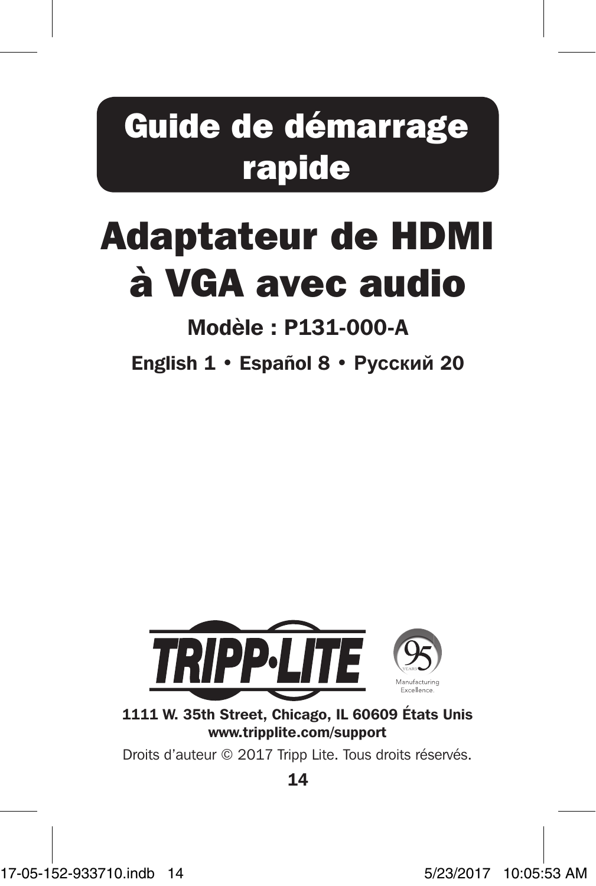# Guide de démarrage rapide

# Adaptateur de HDMI à VGA avec audio

**Modèle : P131-000-A**

**English 1 • Español 8 • Русский 20**

TRIPP·LITE

95 YEARS Manufacturing Excellence.

**1111 W. 35th Street, Chicago, IL 60609 États Unis**
**www.tripplite.com/support**

Droits d'auteur © 2017 Tripp Lite. Tous droits réservés.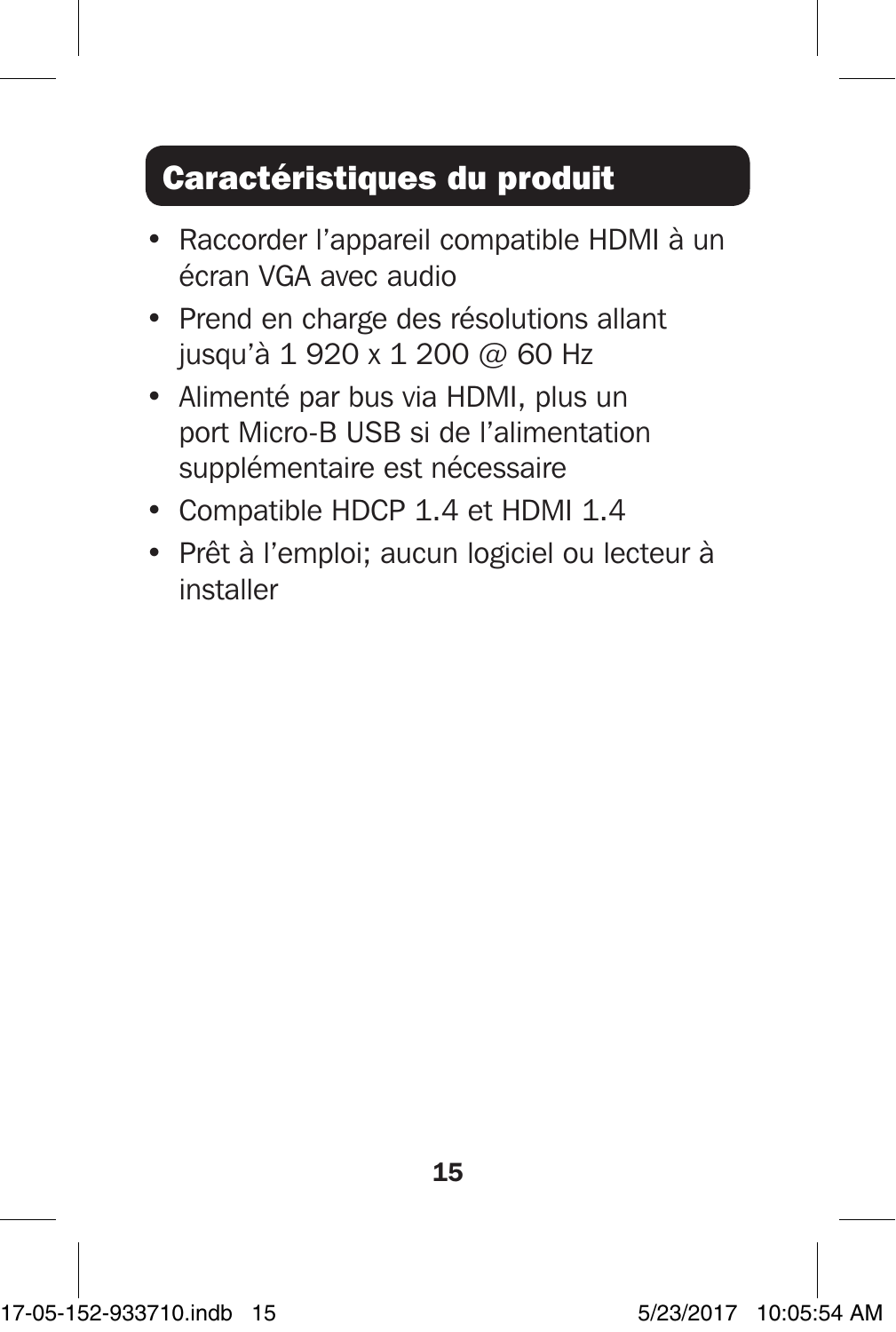## Caractéristiques du produit

- Raccorder l'appareil compatible HDMI à un écran VGA avec audio
- Prend en charge des résolutions allant jusqu'à 1 920 x 1 200 @ 60 Hz
- Alimenté par bus via HDMI, plus un port Micro-B USB si de l'alimentation supplémentaire est nécessaire
- Compatible HDCP 1.4 et HDMI 1.4
- Prêt à l'emploi; aucun logiciel ou lecteur à installer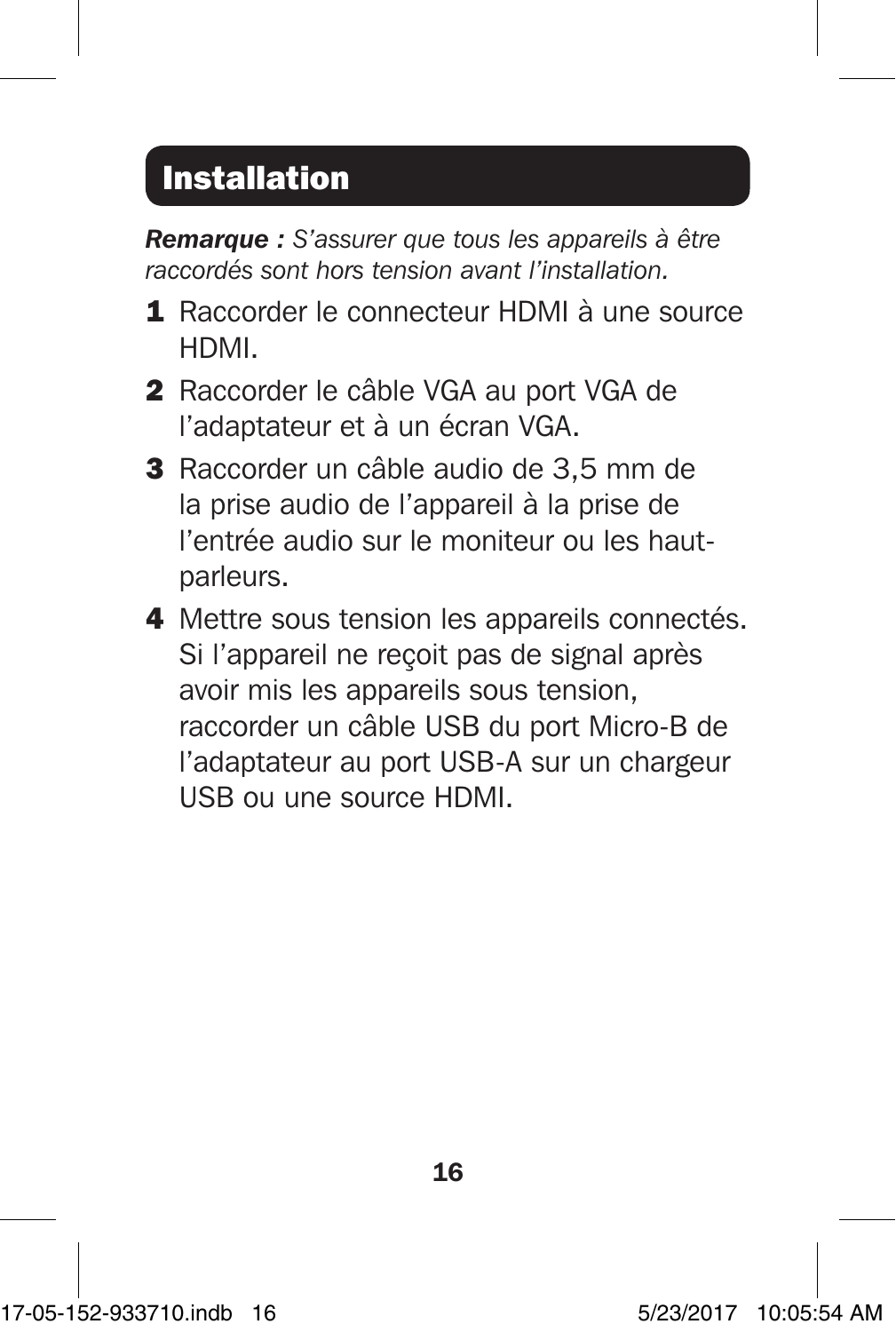## Installation

***Remarque :*** *S'assurer que tous les appareils à être raccordés sont hors tension avant l'installation.*

1. Raccorder le connecteur HDMI à une source HDMI.
2. Raccorder le câble VGA au port VGA de l'adaptateur et à un écran VGA.
3. Raccorder un câble audio de 3,5 mm de la prise audio de l'appareil à la prise de l'entrée audio sur le moniteur ou les haut-parleurs.
4. Mettre sous tension les appareils connectés. Si l'appareil ne reçoit pas de signal après avoir mis les appareils sous tension, raccorder un câble USB du port Micro-B de l'adaptateur au port USB-A sur un chargeur USB ou une source HDMI.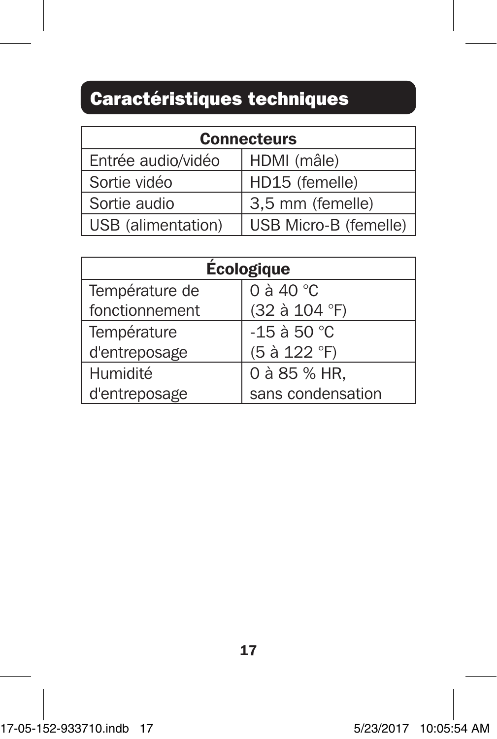## Caractéristiques techniques

| Connecteurs | |
|---|---|
| Entrée audio/vidéo | HDMI (mâle) |
| Sortie vidéo | HD15 (femelle) |
| Sortie audio | 3,5 mm (femelle) |
| USB (alimentation) | USB Micro-B (femelle) |

| Écologique | |
|---|---|
| Température de fonctionnement | 0 à 40 °C (32 à 104 °F) |
| Température d'entreposage | -15 à 50 °C (5 à 122 °F) |
| Humidité d'entreposage | 0 à 85 % HR, sans condensation |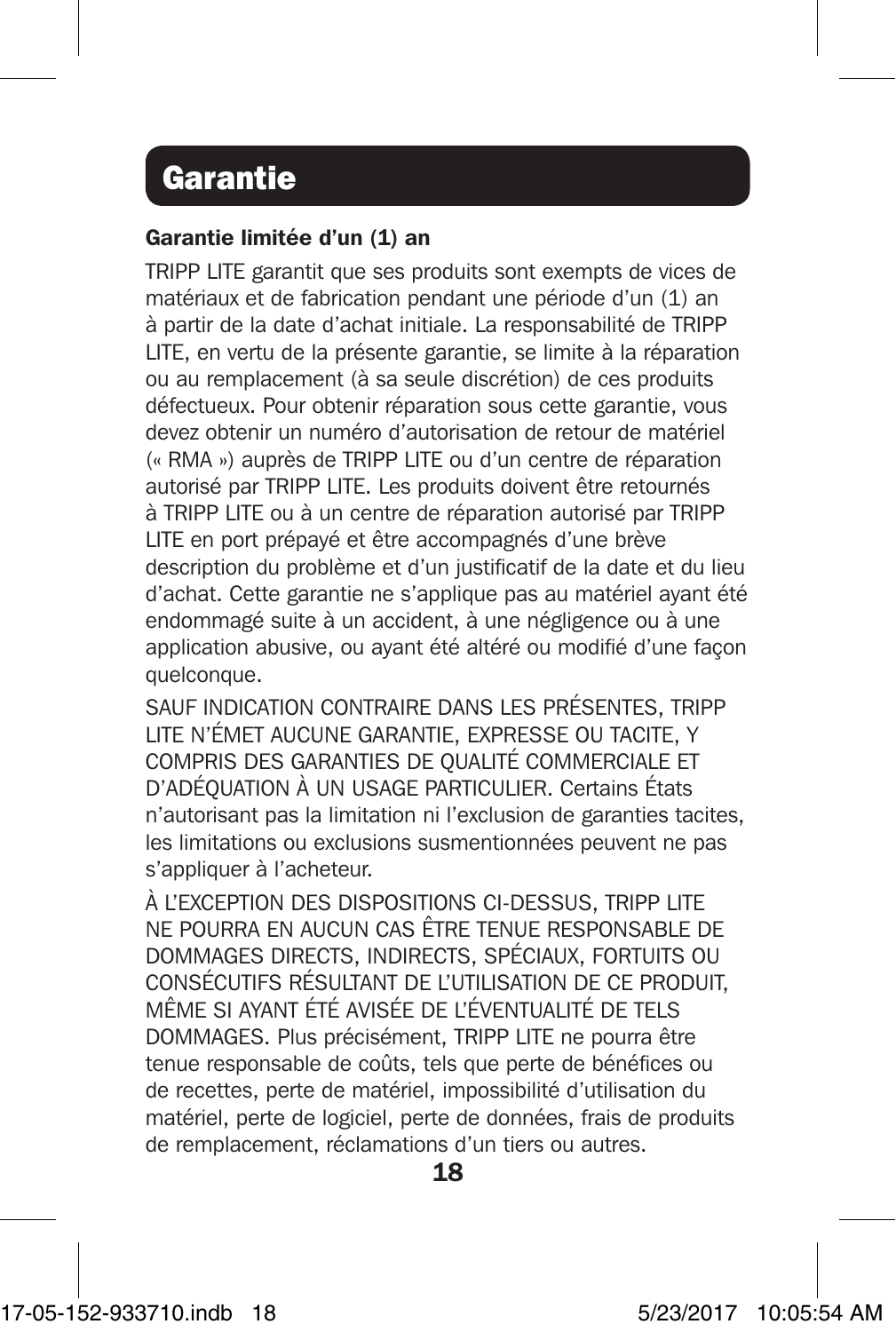# Garantie

**Garantie limitée d'un (1) an**

TRIPP LITE garantit que ses produits sont exempts de vices de matériaux et de fabrication pendant une période d'un (1) an à partir de la date d'achat initiale. La responsabilité de TRIPP LITE, en vertu de la présente garantie, se limite à la réparation ou au remplacement (à sa seule discrétion) de ces produits défectueux. Pour obtenir réparation sous cette garantie, vous devez obtenir un numéro d'autorisation de retour de matériel (« RMA ») auprès de TRIPP LITE ou d'un centre de réparation autorisé par TRIPP LITE. Les produits doivent être retournés à TRIPP LITE ou à un centre de réparation autorisé par TRIPP LITE en port prépayé et être accompagnés d'une brève description du problème et d'un justificatif de la date et du lieu d'achat. Cette garantie ne s'applique pas au matériel ayant été endommagé suite à un accident, à une négligence ou à une application abusive, ou ayant été altéré ou modifié d'une façon quelconque.

SAUF INDICATION CONTRAIRE DANS LES PRÉSENTES, TRIPP LITE N'ÉMET AUCUNE GARANTIE, EXPRESSE OU TACITE, Y COMPRIS DES GARANTIES DE QUALITÉ COMMERCIALE ET D'ADÉQUATION À UN USAGE PARTICULIER. Certains États n'autorisant pas la limitation ni l'exclusion de garanties tacites, les limitations ou exclusions susmentionnées peuvent ne pas s'appliquer à l'acheteur.

À L'EXCEPTION DES DISPOSITIONS CI-DESSUS, TRIPP LITE NE POURRA EN AUCUN CAS ÊTRE TENUE RESPONSABLE DE DOMMAGES DIRECTS, INDIRECTS, SPÉCIAUX, FORTUITS OU CONSÉCUTIFS RÉSULTANT DE L'UTILISATION DE CE PRODUIT, MÊME SI AYANT ÉTÉ AVISÉE DE L'ÉVENTUALITÉ DE TELS DOMMAGES. Plus précisément, TRIPP LITE ne pourra être tenue responsable de coûts, tels que perte de bénéfices ou de recettes, perte de matériel, impossibilité d'utilisation du matériel, perte de logiciel, perte de données, frais de produits de remplacement, réclamations d'un tiers ou autres.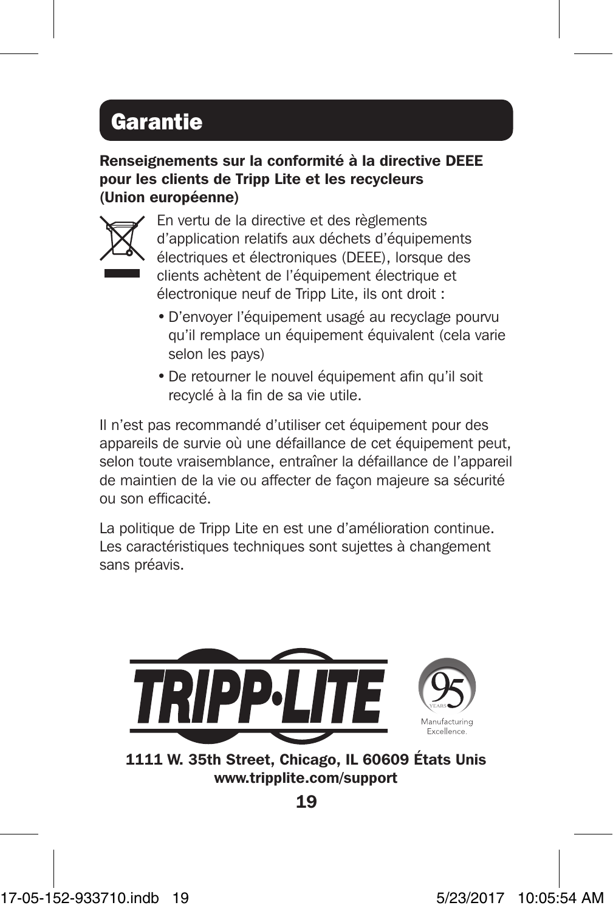# Garantie

**Renseignements sur la conformité à la directive DEEE pour les clients de Tripp Lite et les recycleurs (Union européenne)**

En vertu de la directive et des règlements d'application relatifs aux déchets d'équipements électriques et électroniques (DEEE), lorsque des clients achètent de l'équipement électrique et électronique neuf de Tripp Lite, ils ont droit :

- D'envoyer l'équipement usagé au recyclage pourvu qu'il remplace un équipement équivalent (cela varie selon les pays)
- De retourner le nouvel équipement afin qu'il soit recyclé à la fin de sa vie utile.

Il n'est pas recommandé d'utiliser cet équipement pour des appareils de survie où une défaillance de cet équipement peut, selon toute vraisemblance, entraîner la défaillance de l'appareil de maintien de la vie ou affecter de façon majeure sa sécurité ou son efficacité.

La politique de Tripp Lite en est une d'amélioration continue. Les caractéristiques techniques sont sujettes à changement sans préavis.

TRIPP·LITE

95 YEARS Manufacturing Excellence.

**1111 W. 35th Street, Chicago, IL 60609 États Unis**
**www.tripplite.com/support**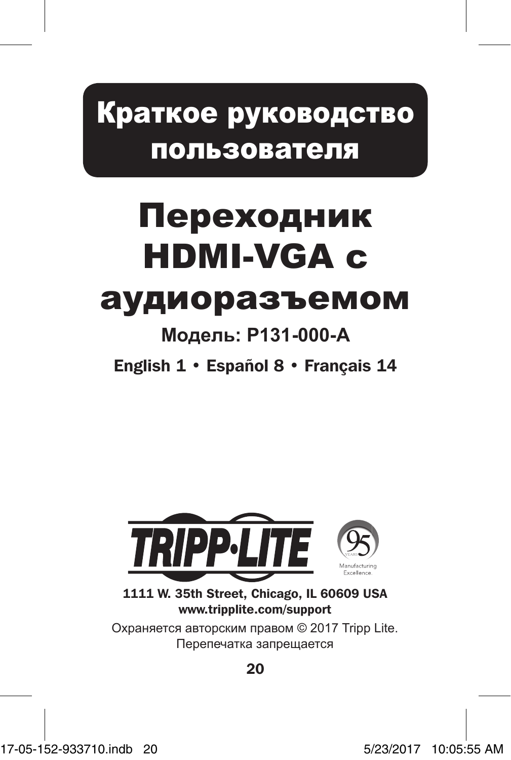# Краткое руководство пользователя

# Переходник HDMI-VGA с аудиоразъемом

**Модель: P131-000-A**

**English 1 • Español 8 • Français 14**

TRIPP·LITE

95 YEARS Manufacturing Excellence.

**1111 W. 35th Street, Chicago, IL 60609 USA**
**www.tripplite.com/support**

Охраняется авторским правом © 2017 Tripp Lite. Перепечатка запрещается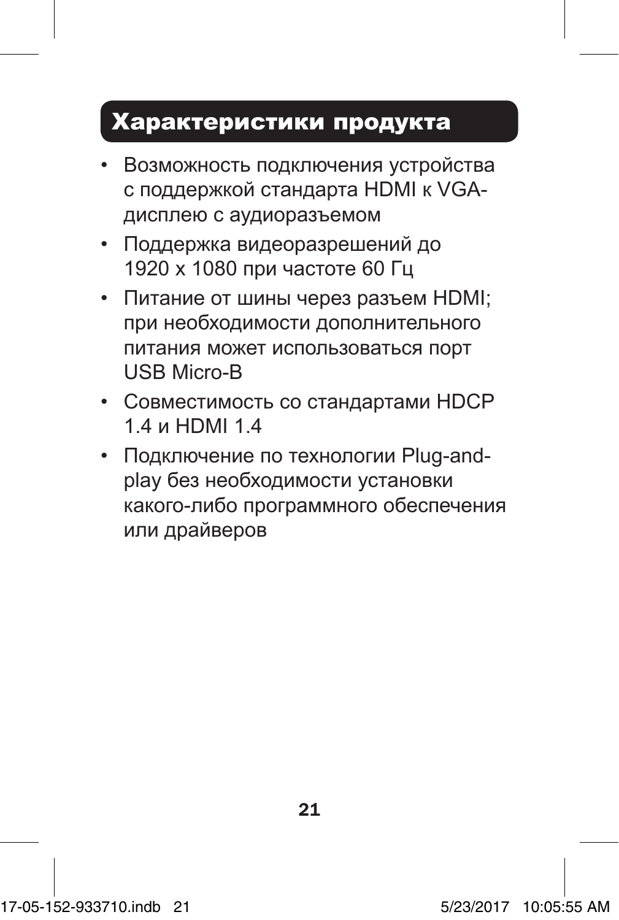## Характеристики продукта

- Возможность подключения устройства с поддержкой стандарта HDMI к VGA-дисплею с аудиоразъемом
- Поддержка видеоразрешений до 1920 x 1080 при частоте 60 Гц
- Питание от шины через разъем HDMI; при необходимости дополнительного питания может использоваться порт USB Micro-B
- Совместимость со стандартами HDCP 1.4 и HDMI 1.4
- Подключение по технологии Plug-and-play без необходимости установки какого-либо программного обеспечения или драйверов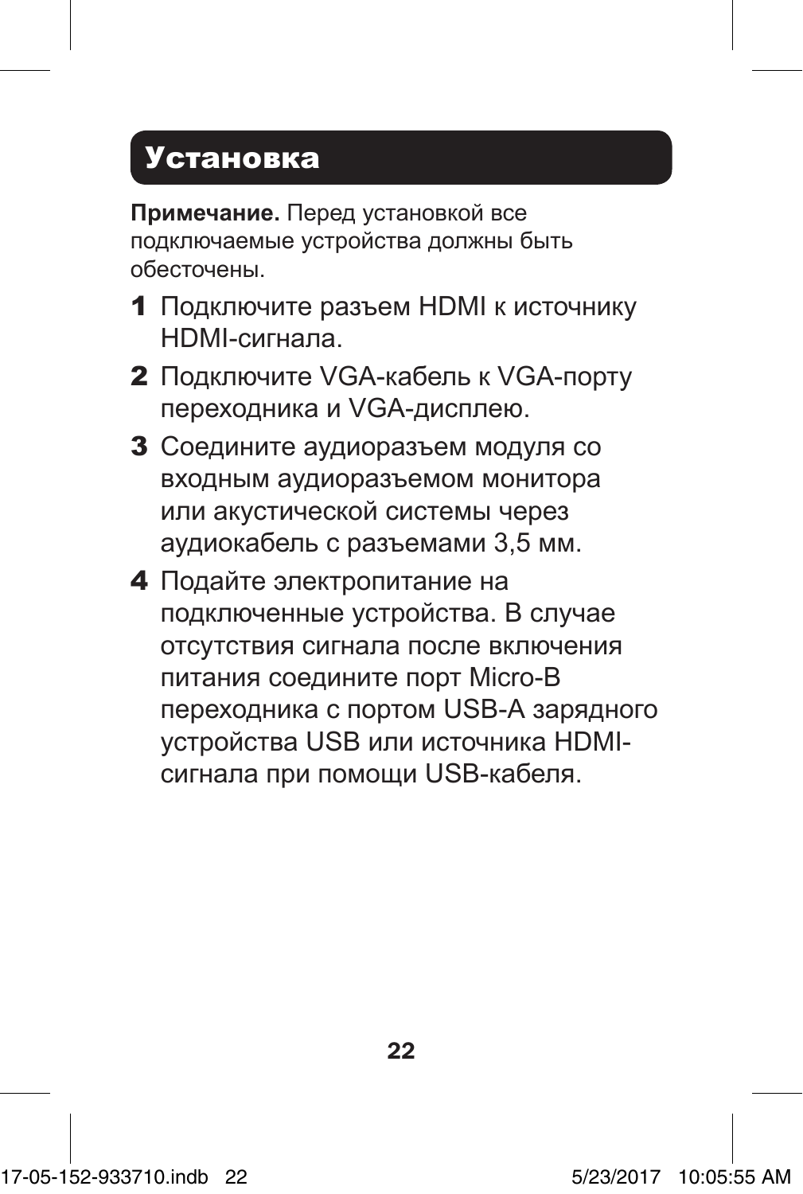## Установка

**Примечание.** Перед установкой все подключаемые устройства должны быть обесточены.

1. Подключите разъем HDMI к источнику HDMI-сигнала.
2. Подключите VGA-кабель к VGA-порту переходника и VGA-дисплею.
3. Соедините аудиоразъем модуля со входным аудиоразъемом монитора или акустической системы через аудиокабель с разъемами 3,5 мм.
4. Подайте электропитание на подключенные устройства. В случае отсутствия сигнала после включения питания соедините порт Micro-B переходника с портом USB-A зарядного устройства USB или источника HDMI-сигнала при помощи USB-кабеля.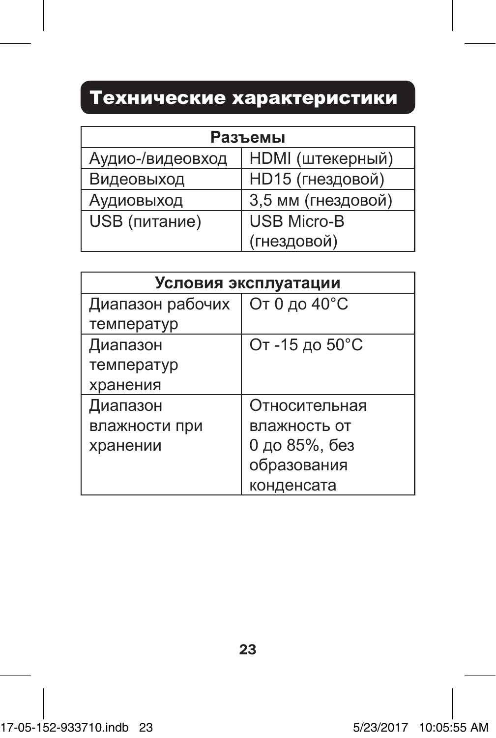# Технические характеристики

| Разъемы | |
| --- | --- |
| Аудио-/видеовход | HDMI (штекерный) |
| Видеовыход | HD15 (гнездовой) |
| Аудиовыход | 3,5 мм (гнездовой) |
| USB (питание) | USB Micro-B (гнездовой) |

| Условия эксплуатации | |
| --- | --- |
| Диапазон рабочих температур | От 0 до 40°C |
| Диапазон температур хранения | От -15 до 50°C |
| Диапазон влажности при хранении | Относительная влажность от 0 до 85%, без образования конденсата |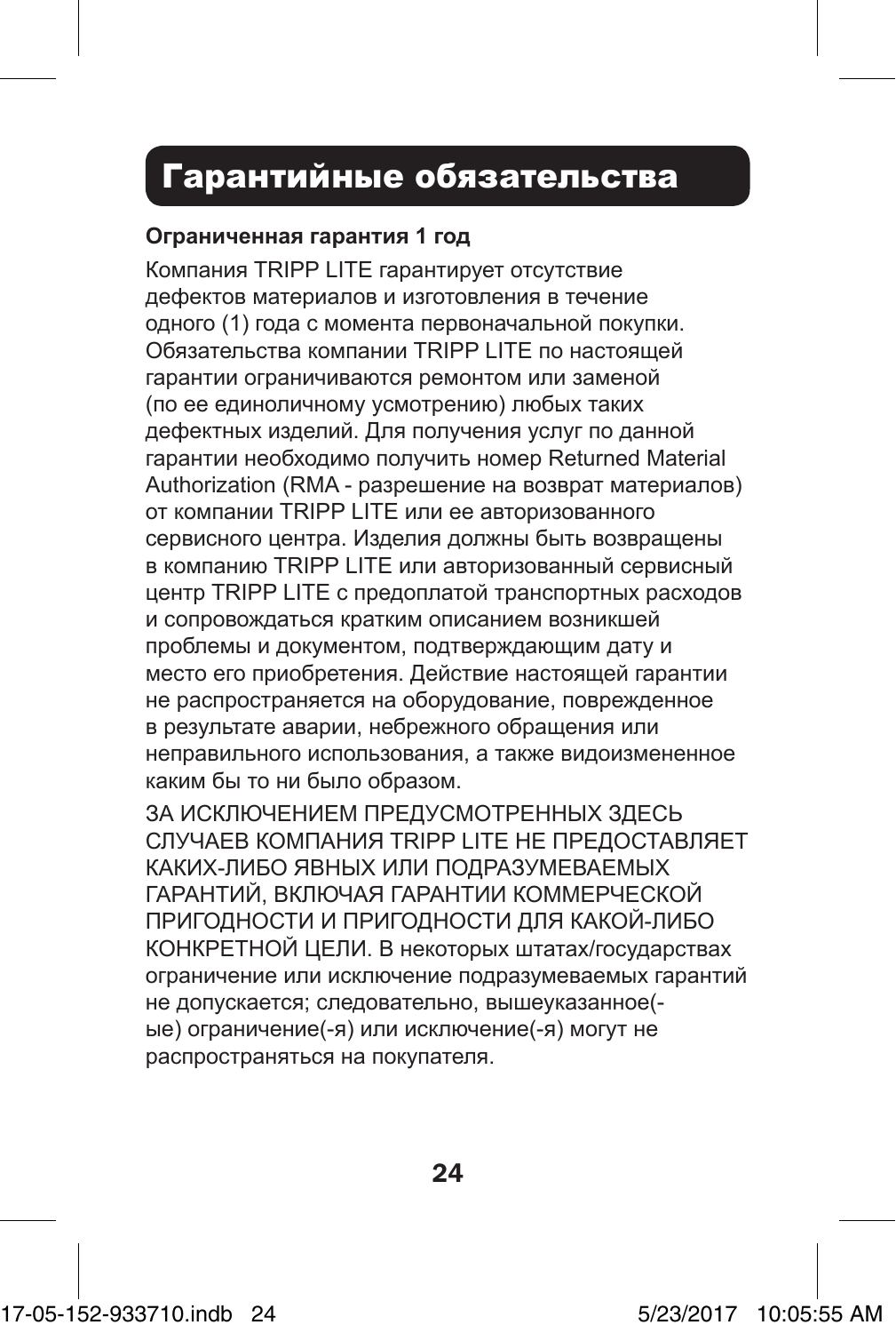# Гарантийные обязательства

**Ограниченная гарантия 1 год**

Компания TRIPP LITE гарантирует отсутствие дефектов материалов и изготовления в течение одного (1) года с момента первоначальной покупки. Обязательства компании TRIPP LITE по настоящей гарантии ограничиваются ремонтом или заменой (по ее единоличному усмотрению) любых таких дефектных изделий. Для получения услуг по данной гарантии необходимо получить номер Returned Material Authorization (RMA - разрешение на возврат материалов) от компании TRIPP LITE или ее авторизованного сервисного центра. Изделия должны быть возвращены в компанию TRIPP LITE или авторизованный сервисный центр TRIPP LITE с предоплатой транспортных расходов и сопровождаться кратким описанием возникшей проблемы и документом, подтверждающим дату и место его приобретения. Действие настоящей гарантии не распространяется на оборудование, поврежденное в результате аварии, небрежного обращения или неправильного использования, а также видоизмененное каким бы то ни было образом.

ЗА ИСКЛЮЧЕНИЕМ ПРЕДУСМОТРЕННЫХ ЗДЕСЬ СЛУЧАЕВ КОМПАНИЯ TRIPP LITE НЕ ПРЕДОСТАВЛЯЕТ КАКИХ-ЛИБО ЯВНЫХ ИЛИ ПОДРАЗУМЕВАЕМЫХ ГАРАНТИЙ, ВКЛЮЧАЯ ГАРАНТИИ КОММЕРЧЕСКОЙ ПРИГОДНОСТИ И ПРИГОДНОСТИ ДЛЯ КАКОЙ-ЛИБО КОНКРЕТНОЙ ЦЕЛИ. В некоторых штатах/государствах ограничение или исключение подразумеваемых гарантий не допускается; следовательно, вышеуказанное(-ые) ограничение(-я) или исключение(-я) могут не распространяться на покупателя.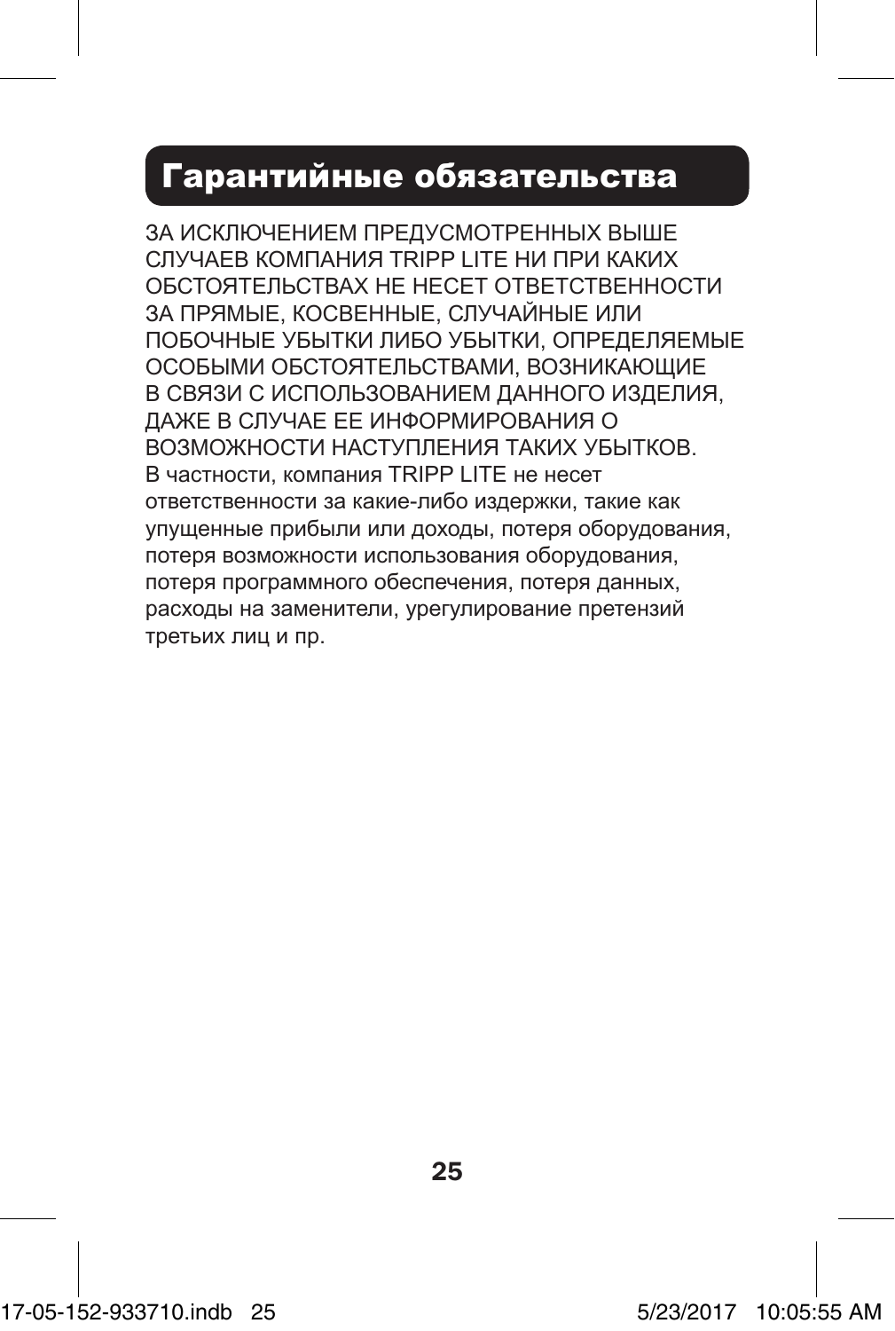# Гарантийные обязательства

ЗА ИСКЛЮЧЕНИЕМ ПРЕДУСМОТРЕННЫХ ВЫШЕ СЛУЧАЕВ КОМПАНИЯ TRIPP LITE НИ ПРИ КАКИХ ОБСТОЯТЕЛЬСТВАХ НЕ НЕСЕТ ОТВЕТСТВЕННОСТИ ЗА ПРЯМЫЕ, КОСВЕННЫЕ, СЛУЧАЙНЫЕ ИЛИ ПОБОЧНЫЕ УБЫТКИ ЛИБО УБЫТКИ, ОПРЕДЕЛЯЕМЫЕ ОСОБЫМИ ОБСТОЯТЕЛЬСТВАМИ, ВОЗНИКАЮЩИЕ В СВЯЗИ С ИСПОЛЬЗОВАНИЕМ ДАННОГО ИЗДЕЛИЯ, ДАЖЕ В СЛУЧАЕ ЕЕ ИНФОРМИРОВАНИЯ О ВОЗМОЖНОСТИ НАСТУПЛЕНИЯ ТАКИХ УБЫТКОВ. В частности, компания TRIPP LITE не несет ответственности за какие-либо издержки, такие как упущенные прибыли или доходы, потеря оборудования, потеря возможности использования оборудования, потеря программного обеспечения, потеря данных, расходы на заменители, урегулирование претензий третьих лиц и пр.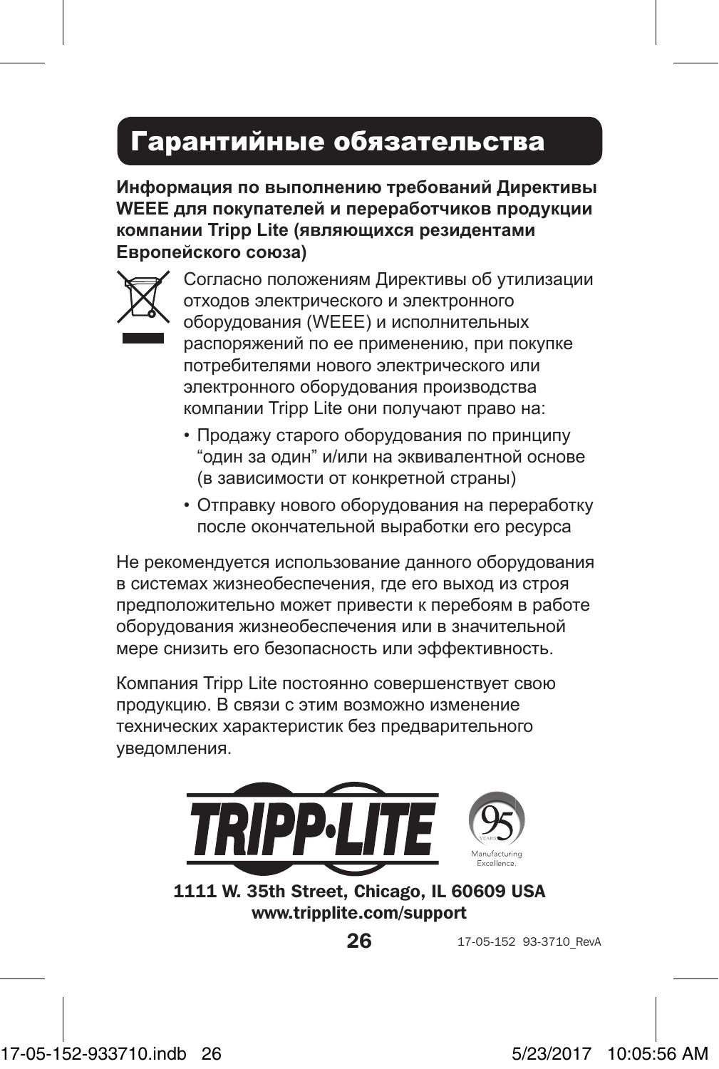# Гарантийные обязательства

**Информация по выполнению требований Директивы WEEE для покупателей и переработчиков продукции компании Tripp Lite (являющихся резидентами Европейского союза)**

Согласно положениям Директивы об утилизации отходов электрического и электронного оборудования (WEEE) и исполнительных распоряжений по ее применению, при покупке потребителями нового электрического или электронного оборудования производства компании Tripp Lite они получают право на:

- Продажу старого оборудования по принципу "один за один" и/или на эквивалентной основе (в зависимости от конкретной страны)
- Отправку нового оборудования на переработку после окончательной выработки его ресурса

Не рекомендуется использование данного оборудования в системах жизнеобеспечения, где его выход из строя предположительно может привести к перебоям в работе оборудования жизнеобеспечения или в значительной мере снизить его безопасность или эффективность.

Компания Tripp Lite постоянно совершенствует свою продукцию. В связи с этим возможно изменение технических характеристик без предварительного уведомления.

TRIPP·LITE

95 YEARS Manufacturing Excellence.

**1111 W. 35th Street, Chicago, IL 60609 USA**
**www.tripplite.com/support**

17-05-152 93-3710_RevA